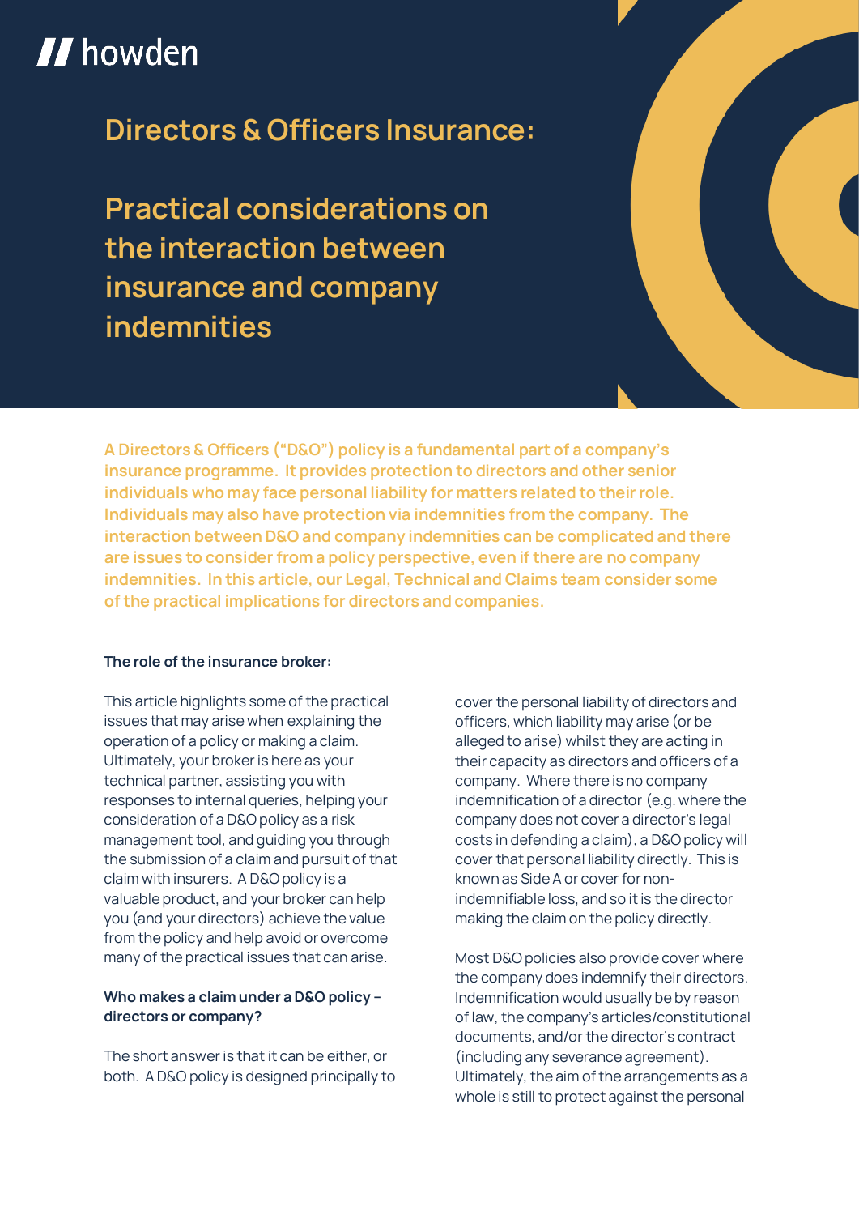howden

# Directors & Officers Insurance:

# Practical considerations on the interaction between insurance and company indemnities

**A Directors & Officers ("D&O") policy is a fundamental part of a company's insurance programme. It provides protection to directors and other senior individuals who may face personal liability for matters related to their role. Individuals may also have protection via indemnities from the company. The interaction between D&O and company indemnities can be complicated and there are issues to consider from a policy perspective, even if there are no company indemnities. In this article, our Legal, Technical and Claims team consider some of the practical implications for directors and companies.**

### The role of the insurance broker:

This article highlights some of the practical issues that may arise when explaining the operation of a policy or making a claim. Ultimately, your broker is here as your technical partner, assisting you with responses to internal queries, helping your consideration of a D&O policy as a risk management tool, and guiding you through the submission of a claim and pursuit of that claim with insurers. A D&O policy is a valuable product, and your broker can help you (and your directors) achieve the value from the policy and help avoid or overcome many of the practical issues that can arise.

### Who makes a claim under a D&O policy – directors or company?

The short answer is that it can be either, or both. A D&O policy is designed principally to cover the personal liability of directors and officers, which liability may arise (or be alleged to arise) whilst they are acting in their capacity as directors and officers of a company. Where there is no company indemnification of a director (e.g. where the company does not cover a director's legal costs in defending a claim), a D&O policy will cover that personal liability directly. This is known as Side A or cover for non-indemnifiable loss, and so it is the director making the claim on the policy directly.

Most D&O policies also provide cover where the company does indemnify their directors. Indemnification would usually be by reason of law, the company's articles/constitutional documents, and/or the director's contract (including any severance agreement). Ultimately, the aim of the arrangements as a whole is still to protect against the personal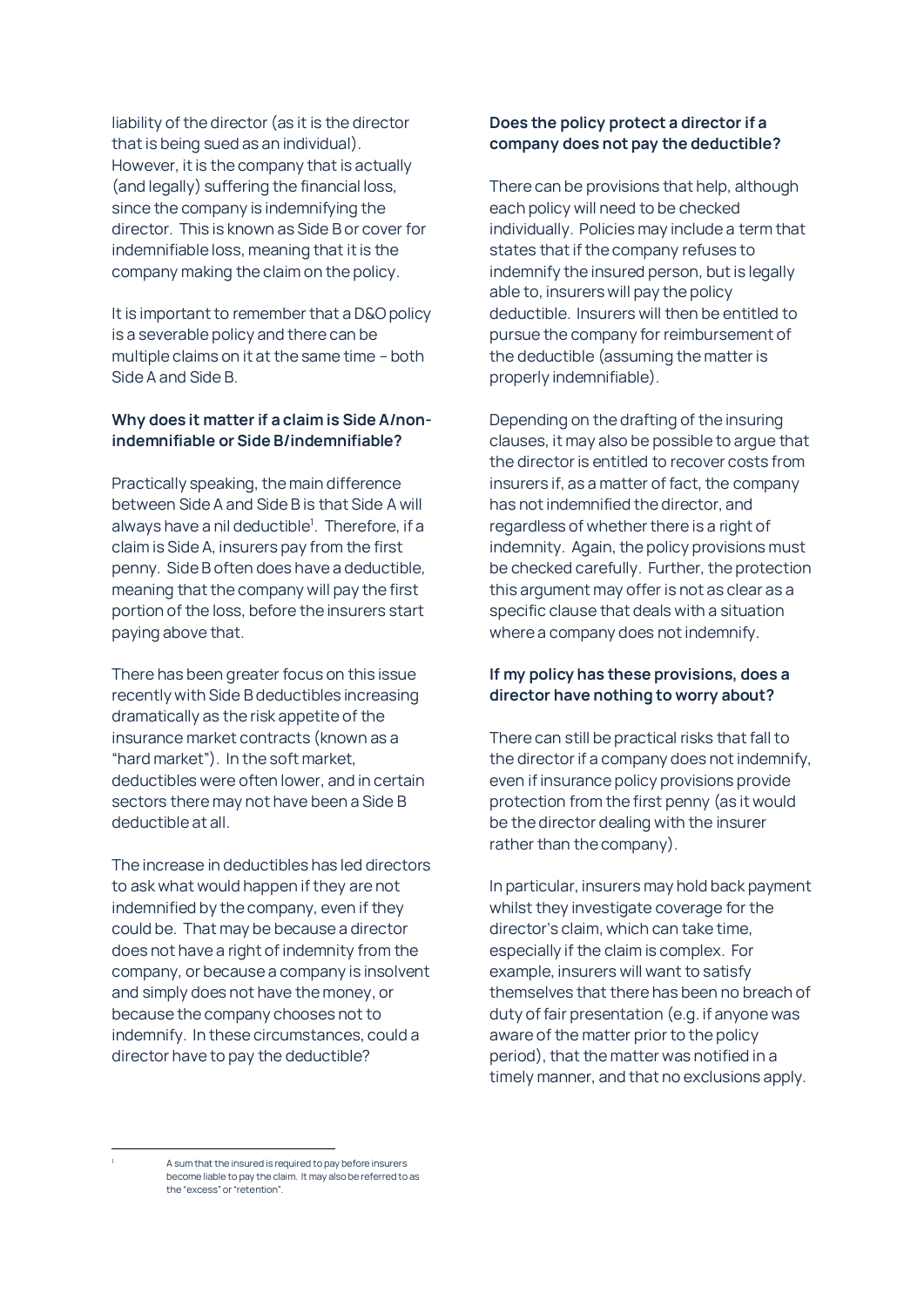liability of the director (as it is the director that is being sued as an individual). However, it is the company that is actually (and legally) suffering the financial loss, since the company is indemnifying the director. This is known as Side B or cover for indemnifiable loss, meaning that it is the company making the claim on the policy.

It is important to remember that a D&O policy is a severable policy and there can be multiple claims on it at the same time – both Side A and Side B.

**Why does it matter if a claim is Side A/non-indemnifiable or Side B/indemnifiable?**

Practically speaking, the main difference between Side A and Side B is that Side A will always have a nil deductible[1]. Therefore, if a claim is Side A, insurers pay from the first penny. Side B often does have a deductible, meaning that the company will pay the first portion of the loss, before the insurers start paying above that.

There has been greater focus on this issue recently with Side B deductibles increasing dramatically as the risk appetite of the insurance market contracts (known as a "hard market"). In the soft market, deductibles were often lower, and in certain sectors there may not have been a Side B deductible at all.

The increase in deductibles has led directors to ask what would happen if they are not indemnified by the company, even if they could be. That may be because a director does not have a right of indemnity from the company, or because a company is insolvent and simply does not have the money, or because the company chooses not to indemnify. In these circumstances, could a director have to pay the deductible?

**Does the policy protect a director if a company does not pay the deductible?**

There can be provisions that help, although each policy will need to be checked individually. Policies may include a term that states that if the company refuses to indemnify the insured person, but is legally able to, insurers will pay the policy deductible. Insurers will then be entitled to pursue the company for reimbursement of the deductible (assuming the matter is properly indemnifiable).

Depending on the drafting of the insuring clauses, it may also be possible to argue that the director is entitled to recover costs from insurers if, as a matter of fact, the company has not indemnified the director, and regardless of whether there is a right of indemnity. Again, the policy provisions must be checked carefully. Further, the protection this argument may offer is not as clear as a specific clause that deals with a situation where a company does not indemnify.

**If my policy has these provisions, does a director have nothing to worry about?**

There can still be practical risks that fall to the director if a company does not indemnify, even if insurance policy provisions provide protection from the first penny (as it would be the director dealing with the insurer rather than the company).

In particular, insurers may hold back payment whilst they investigate coverage for the director's claim, which can take time, especially if the claim is complex. For example, insurers will want to satisfy themselves that there has been no breach of duty of fair presentation (e.g. if anyone was aware of the matter prior to the policy period), that the matter was notified in a timely manner, and that no exclusions apply.

---

[1] A sum that the insured is required to pay before insurers become liable to pay the claim. It may also be referred to as the "excess" or "retention".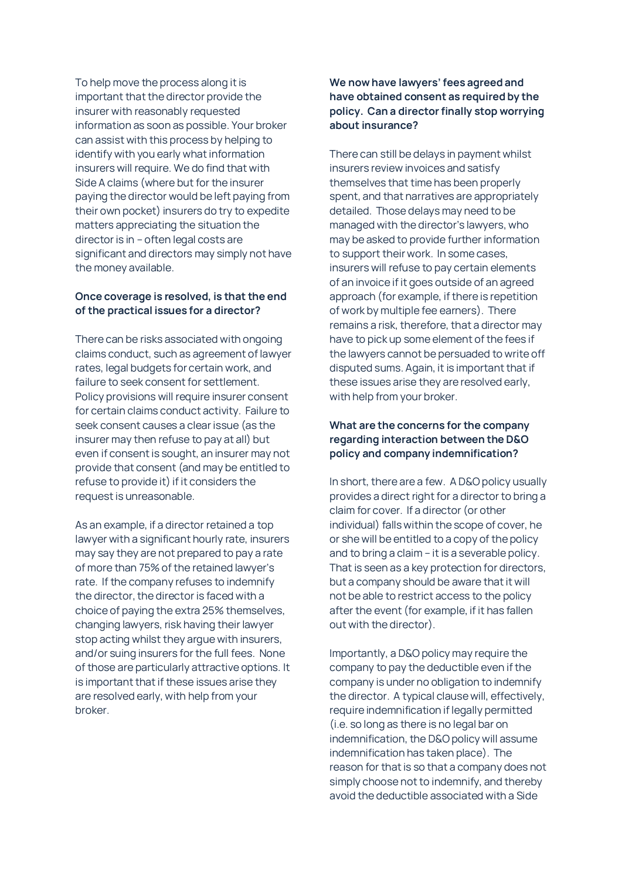To help move the process along it is important that the director provide the insurer with reasonably requested information as soon as possible. Your broker can assist with this process by helping to identify with you early what information insurers will require. We do find that with Side A claims (where but for the insurer paying the director would be left paying from their own pocket) insurers do try to expedite matters appreciating the situation the director is in – often legal costs are significant and directors may simply not have the money available.

**Once coverage is resolved, is that the end of the practical issues for a director?**

There can be risks associated with ongoing claims conduct, such as agreement of lawyer rates, legal budgets for certain work, and failure to seek consent for settlement. Policy provisions will require insurer consent for certain claims conduct activity. Failure to seek consent causes a clear issue (as the insurer may then refuse to pay at all) but even if consent is sought, an insurer may not provide that consent (and may be entitled to refuse to provide it) if it considers the request is unreasonable.

As an example, if a director retained a top lawyer with a significant hourly rate, insurers may say they are not prepared to pay a rate of more than 75% of the retained lawyer's rate. If the company refuses to indemnify the director, the director is faced with a choice of paying the extra 25% themselves, changing lawyers, risk having their lawyer stop acting whilst they argue with insurers, and/or suing insurers for the full fees. None of those are particularly attractive options. It is important that if these issues arise they are resolved early, with help from your broker.

**We now have lawyers' fees agreed and have obtained consent as required by the policy. Can a director finally stop worrying about insurance?**

There can still be delays in payment whilst insurers review invoices and satisfy themselves that time has been properly spent, and that narratives are appropriately detailed. Those delays may need to be managed with the director's lawyers, who may be asked to provide further information to support their work. In some cases, insurers will refuse to pay certain elements of an invoice if it goes outside of an agreed approach (for example, if there is repetition of work by multiple fee earners). There remains a risk, therefore, that a director may have to pick up some element of the fees if the lawyers cannot be persuaded to write off disputed sums. Again, it is important that if these issues arise they are resolved early, with help from your broker.

**What are the concerns for the company regarding interaction between the D&O policy and company indemnification?**

In short, there are a few. A D&O policy usually provides a direct right for a director to bring a claim for cover. If a director (or other individual) falls within the scope of cover, he or she will be entitled to a copy of the policy and to bring a claim – it is a severable policy. That is seen as a key protection for directors, but a company should be aware that it will not be able to restrict access to the policy after the event (for example, if it has fallen out with the director).

Importantly, a D&O policy may require the company to pay the deductible even if the company is under no obligation to indemnify the director. A typical clause will, effectively, require indemnification if legally permitted (i.e. so long as there is no legal bar on indemnification, the D&O policy will assume indemnification has taken place). The reason for that is so that a company does not simply choose not to indemnify, and thereby avoid the deductible associated with a Side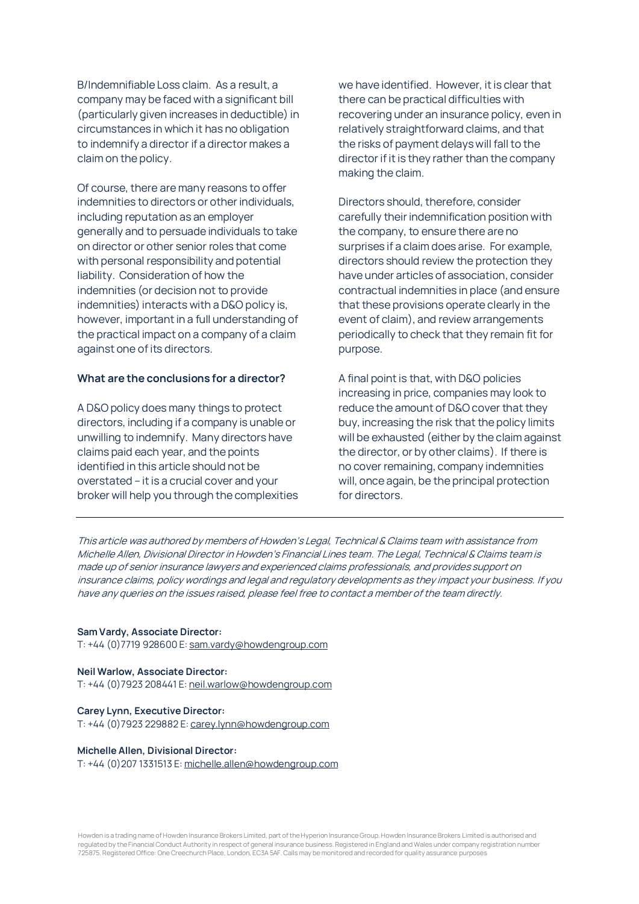B/Indemnifiable Loss claim. As a result, a company may be faced with a significant bill (particularly given increases in deductible) in circumstances in which it has no obligation to indemnify a director if a director makes a claim on the policy.

Of course, there are many reasons to offer indemnities to directors or other individuals, including reputation as an employer generally and to persuade individuals to take on director or other senior roles that come with personal responsibility and potential liability. Consideration of how the indemnities (or decision not to provide indemnities) interacts with a D&O policy is, however, important in a full understanding of the practical impact on a company of a claim against one of its directors.

**What are the conclusions for a director?**

A D&O policy does many things to protect directors, including if a company is unable or unwilling to indemnify. Many directors have claims paid each year, and the points identified in this article should not be overstated – it is a crucial cover and your broker will help you through the complexities we have identified. However, it is clear that there can be practical difficulties with recovering under an insurance policy, even in relatively straightforward claims, and that the risks of payment delays will fall to the director if it is they rather than the company making the claim.

Directors should, therefore, consider carefully their indemnification position with the company, to ensure there are no surprises if a claim does arise. For example, directors should review the protection they have under articles of association, consider contractual indemnities in place (and ensure that these provisions operate clearly in the event of claim), and review arrangements periodically to check that they remain fit for purpose.

A final point is that, with D&O policies increasing in price, companies may look to reduce the amount of D&O cover that they buy, increasing the risk that the policy limits will be exhausted (either by the claim against the director, or by other claims). If there is no cover remaining, company indemnities will, once again, be the principal protection for directors.

---

*This article was authored by members of Howden's Legal, Technical & Claims team with assistance from Michelle Allen, Divisional Director in Howden's Financial Lines team. The Legal, Technical & Claims team is made up of senior insurance lawyers and experienced claims professionals, and provides support on insurance claims, policy wordings and legal and regulatory developments as they impact your business. If you have any queries on the issues raised, please feel free to contact a member of the team directly.*

**Sam Vardy, Associate Director:**
T: +44 (0)7719 928600 E: sam.vardy@howdengroup.com

**Neil Warlow, Associate Director:**
T: +44 (0)7923 208441 E: neil.warlow@howdengroup.com

**Carey Lynn, Executive Director:**
T: +44 (0)7923 229882 E: carey.lynn@howdengroup.com

**Michelle Allen, Divisional Director:**
T: +44 (0)207 1331513 E: michelle.allen@howdengroup.com

Howden is a trading name of Howden Insurance Brokers Limited, part of the Hyperion Insurance Group. Howden Insurance Brokers Limited is authorised and regulated by the Financial Conduct Authority in respect of general insurance business. Registered in England and Wales under company registration number 725875. Registered Office: One Creechurch Place, London, EC3A 5AF. Calls may be monitored and recorded for quality assurance purposes